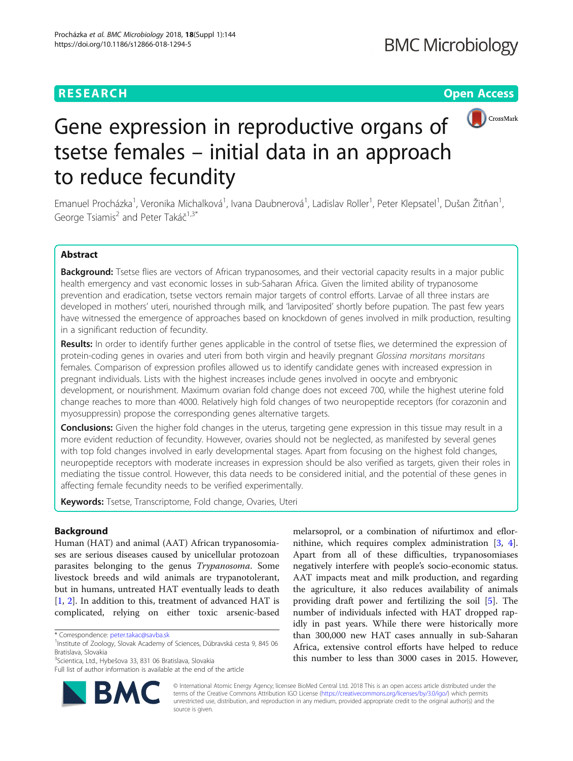RESEARCH Open Access

# Gene expression in reproductive organs of tsetse females – initial data in an approach to reduce fecundity

Emanuel Procházka[1], Veronika Michalková[1], Ivana Daubnerová[1], Ladislav Roller[1], Peter Klepsatel[1], Dušan Žitňan[1], George Tsiamis[2] and Peter Takáč[1,3*]

## Abstract

**Background:** Tsetse flies are vectors of African trypanosomes, and their vectorial capacity results in a major public health emergency and vast economic losses in sub-Saharan Africa. Given the limited ability of trypanosome prevention and eradication, tsetse vectors remain major targets of control efforts. Larvae of all three instars are developed in mothers' uteri, nourished through milk, and 'larviposited' shortly before pupation. The past few years have witnessed the emergence of approaches based on knockdown of genes involved in milk production, resulting in a significant reduction of fecundity.

**Results:** In order to identify further genes applicable in the control of tsetse flies, we determined the expression of protein-coding genes in ovaries and uteri from both virgin and heavily pregnant *Glossina morsitans morsitans* females. Comparison of expression profiles allowed us to identify candidate genes with increased expression in pregnant individuals. Lists with the highest increases include genes involved in oocyte and embryonic development, or nourishment. Maximum ovarian fold change does not exceed 700, while the highest uterine fold change reaches to more than 4000. Relatively high fold changes of two neuropeptide receptors (for corazonin and myosuppressin) propose the corresponding genes alternative targets.

**Conclusions:** Given the higher fold changes in the uterus, targeting gene expression in this tissue may result in a more evident reduction of fecundity. However, ovaries should not be neglected, as manifested by several genes with top fold changes involved in early developmental stages. Apart from focusing on the highest fold changes, neuropeptide receptors with moderate increases in expression should be also verified as targets, given their roles in mediating the tissue control. However, this data needs to be considered initial, and the potential of these genes in affecting female fecundity needs to be verified experimentally.

**Keywords:** Tsetse, Transcriptome, Fold change, Ovaries, Uteri

## Background

Human (HAT) and animal (AAT) African trypanosomiases are serious diseases caused by unicellular protozoan parasites belonging to the genus *Trypanosoma*. Some livestock breeds and wild animals are trypanotolerant, but in humans, untreated HAT eventually leads to death [1, 2]. In addition to this, treatment of advanced HAT is complicated, relying on either toxic arsenic-based melarsoprol, or a combination of nifurtimox and eflornithine, which requires complex administration [3, 4]. Apart from all of these difficulties, trypanosomiases negatively interfere with people's socio-economic status. AAT impacts meat and milk production, and regarding the agriculture, it also reduces availability of animals providing draft power and fertilizing the soil [5]. The number of individuals infected with HAT dropped rapidly in past years. While there were historically more than 300,000 new HAT cases annually in sub-Saharan Africa, extensive control efforts have helped to reduce this number to less than 3000 cases in 2015. However,

\* Correspondence: peter.takac@savba.sk
[1]Institute of Zoology, Slovak Academy of Sciences, Dúbravská cesta 9, 845 06 Bratislava, Slovakia
[3]Scientica, Ltd., Hybešova 33, 831 06 Bratislava, Slovakia
Full list of author information is available at the end of the article

© International Atomic Energy Agency; licensee BioMed Central Ltd. 2018 This is an open access article distributed under the terms of the Creative Commons Attribution IGO License (https://creativecommons.org/licenses/by/3.0/igo/) which permits unrestricted use, distribution, and reproduction in any medium, provided appropriate credit to the original author(s) and the source is given.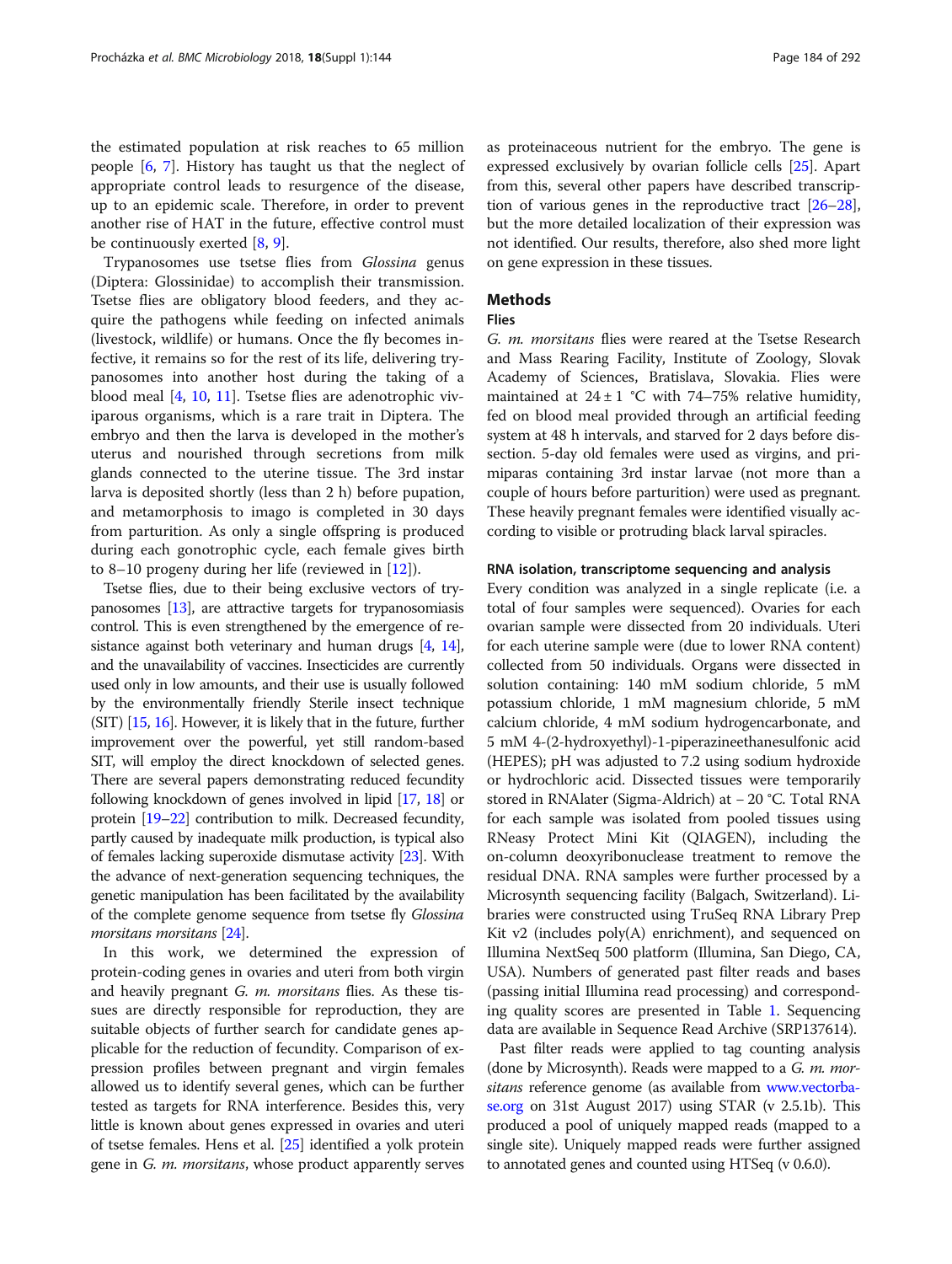the estimated population at risk reaches to 65 million people [6, 7]. History has taught us that the neglect of appropriate control leads to resurgence of the disease, up to an epidemic scale. Therefore, in order to prevent another rise of HAT in the future, effective control must be continuously exerted [8, 9].

Trypanosomes use tsetse flies from *Glossina* genus (Diptera: Glossinidae) to accomplish their transmission. Tsetse flies are obligatory blood feeders, and they acquire the pathogens while feeding on infected animals (livestock, wildlife) or humans. Once the fly becomes infective, it remains so for the rest of its life, delivering trypanosomes into another host during the taking of a blood meal [4, 10, 11]. Tsetse flies are adenotrophic viviparous organisms, which is a rare trait in Diptera. The embryo and then the larva is developed in the mother's uterus and nourished through secretions from milk glands connected to the uterine tissue. The 3rd instar larva is deposited shortly (less than 2 h) before pupation, and metamorphosis to imago is completed in 30 days from parturition. As only a single offspring is produced during each gonotrophic cycle, each female gives birth to 8–10 progeny during her life (reviewed in [12]).

Tsetse flies, due to their being exclusive vectors of trypanosomes [13], are attractive targets for trypanosomiasis control. This is even strengthened by the emergence of resistance against both veterinary and human drugs [4, 14], and the unavailability of vaccines. Insecticides are currently used only in low amounts, and their use is usually followed by the environmentally friendly Sterile insect technique (SIT) [15, 16]. However, it is likely that in the future, further improvement over the powerful, yet still random-based SIT, will employ the direct knockdown of selected genes. There are several papers demonstrating reduced fecundity following knockdown of genes involved in lipid [17, 18] or protein [19–22] contribution to milk. Decreased fecundity, partly caused by inadequate milk production, is typical also of females lacking superoxide dismutase activity [23]. With the advance of next-generation sequencing techniques, the genetic manipulation has been facilitated by the availability of the complete genome sequence from tsetse fly *Glossina morsitans morsitans* [24].

In this work, we determined the expression of protein-coding genes in ovaries and uteri from both virgin and heavily pregnant *G. m. morsitans* flies. As these tissues are directly responsible for reproduction, they are suitable objects of further search for candidate genes applicable for the reduction of fecundity. Comparison of expression profiles between pregnant and virgin females allowed us to identify several genes, which can be further tested as targets for RNA interference. Besides this, very little is known about genes expressed in ovaries and uteri of tsetse females. Hens et al. [25] identified a yolk protein gene in *G. m. morsitans*, whose product apparently serves as proteinaceous nutrient for the embryo. The gene is expressed exclusively by ovarian follicle cells [25]. Apart from this, several other papers have described transcription of various genes in the reproductive tract [26–28], but the more detailed localization of their expression was not identified. Our results, therefore, also shed more light on gene expression in these tissues.

## Methods

### Flies

*G. m. morsitans* flies were reared at the Tsetse Research and Mass Rearing Facility, Institute of Zoology, Slovak Academy of Sciences, Bratislava, Slovakia. Flies were maintained at 24 ± 1 °C with 74–75% relative humidity, fed on blood meal provided through an artificial feeding system at 48 h intervals, and starved for 2 days before dissection. 5-day old females were used as virgins, and primiparas containing 3rd instar larvae (not more than a couple of hours before parturition) were used as pregnant. These heavily pregnant females were identified visually according to visible or protruding black larval spiracles.

### RNA isolation, transcriptome sequencing and analysis

Every condition was analyzed in a single replicate (i.e. a total of four samples were sequenced). Ovaries for each ovarian sample were dissected from 20 individuals. Uteri for each uterine sample were (due to lower RNA content) collected from 50 individuals. Organs were dissected in solution containing: 140 mM sodium chloride, 5 mM potassium chloride, 1 mM magnesium chloride, 5 mM calcium chloride, 4 mM sodium hydrogencarbonate, and 5 mM 4-(2-hydroxyethyl)-1-piperazineethanesulfonic acid (HEPES); pH was adjusted to 7.2 using sodium hydroxide or hydrochloric acid. Dissected tissues were temporarily stored in RNAlater (Sigma-Aldrich) at − 20 °C. Total RNA for each sample was isolated from pooled tissues using RNeasy Protect Mini Kit (QIAGEN), including the on-column deoxyribonuclease treatment to remove the residual DNA. RNA samples were further processed by a Microsynth sequencing facility (Balgach, Switzerland). Libraries were constructed using TruSeq RNA Library Prep Kit v2 (includes poly(A) enrichment), and sequenced on Illumina NextSeq 500 platform (Illumina, San Diego, CA, USA). Numbers of generated past filter reads and bases (passing initial Illumina read processing) and corresponding quality scores are presented in Table 1. Sequencing data are available in Sequence Read Archive (SRP137614).

Past filter reads were applied to tag counting analysis (done by Microsynth). Reads were mapped to a *G. m. morsitans* reference genome (as available from www.vectorbase.org on 31st August 2017) using STAR (v 2.5.1b). This produced a pool of uniquely mapped reads (mapped to a single site). Uniquely mapped reads were further assigned to annotated genes and counted using HTSeq (v 0.6.0).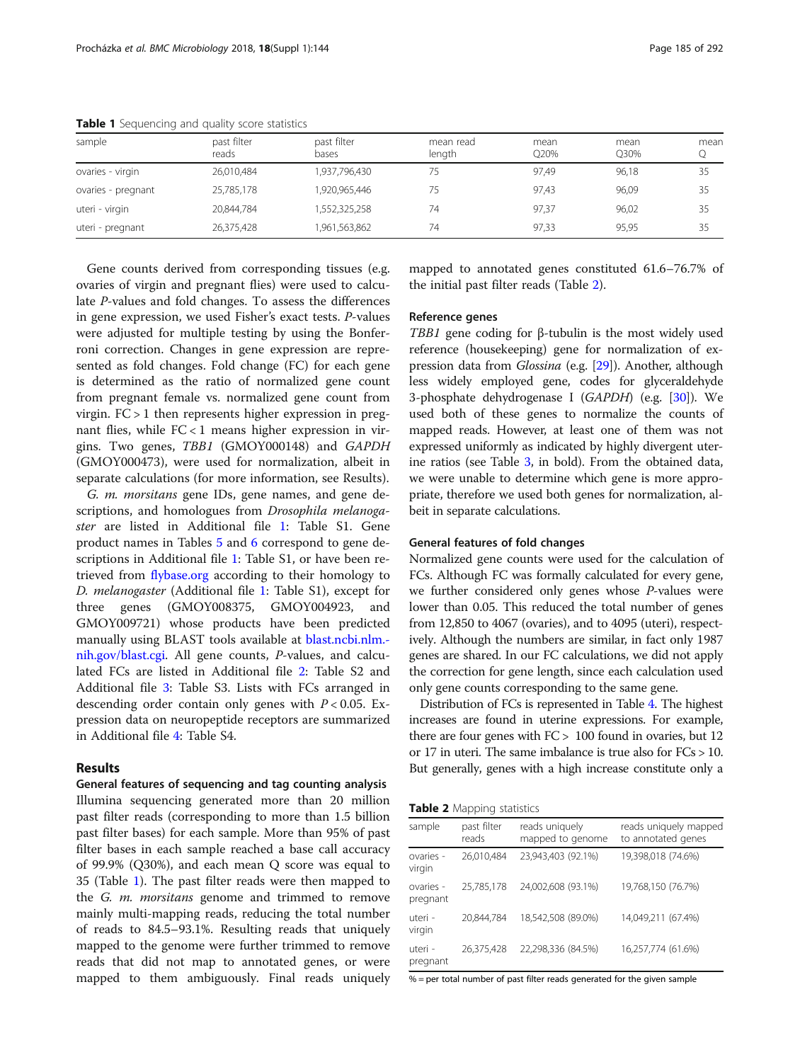**Table 1** Sequencing and quality score statistics

| sample | past filter reads | past filter bases | mean read length | mean Q20% | mean Q30% | mean Q |
|---|---|---|---|---|---|---|
| ovaries - virgin | 26,010,484 | 1,937,796,430 | 75 | 97,49 | 96,18 | 35 |
| ovaries - pregnant | 25,785,178 | 1,920,965,446 | 75 | 97,43 | 96,09 | 35 |
| uteri - virgin | 20,844,784 | 1,552,325,258 | 74 | 97,37 | 96,02 | 35 |
| uteri - pregnant | 26,375,428 | 1,961,563,862 | 74 | 97,33 | 95,95 | 35 |

Gene counts derived from corresponding tissues (e.g. ovaries of virgin and pregnant flies) were used to calculate *P*-values and fold changes. To assess the differences in gene expression, we used Fisher's exact tests. *P*-values were adjusted for multiple testing by using the Bonferroni correction. Changes in gene expression are represented as fold changes. Fold change (FC) for each gene is determined as the ratio of normalized gene count from pregnant female vs. normalized gene count from virgin. FC > 1 then represents higher expression in pregnant flies, while FC < 1 means higher expression in virgins. Two genes, *TBB1* (GMOY000148) and *GAPDH* (GMOY000473), were used for normalization, albeit in separate calculations (for more information, see Results).

*G. m. morsitans* gene IDs, gene names, and gene descriptions, and homologues from *Drosophila melanogaster* are listed in Additional file 1: Table S1. Gene product names in Tables 5 and 6 correspond to gene descriptions in Additional file 1: Table S1, or have been retrieved from flybase.org according to their homology to *D. melanogaster* (Additional file 1: Table S1), except for three genes (GMOY008375, GMOY004923, and GMOY009721) whose products have been predicted manually using BLAST tools available at blast.ncbi.nlm.nih.gov/blast.cgi. All gene counts, *P*-values, and calculated FCs are listed in Additional file 2: Table S2 and Additional file 3: Table S3. Lists with FCs arranged in descending order contain only genes with *P* < 0.05. Expression data on neuropeptide receptors are summarized in Additional file 4: Table S4.

## Results

### General features of sequencing and tag counting analysis

Illumina sequencing generated more than 20 million past filter reads (corresponding to more than 1.5 billion past filter bases) for each sample. More than 95% of past filter bases in each sample reached a base call accuracy of 99.9% (Q30%), and each mean Q score was equal to 35 (Table 1). The past filter reads were then mapped to the *G. m. morsitans* genome and trimmed to remove mainly multi-mapping reads, reducing the total number of reads to 84.5–93.1%. Resulting reads that uniquely mapped to the genome were further trimmed to remove reads that did not map to annotated genes, or were mapped to them ambiguously. Final reads uniquely mapped to annotated genes constituted 61.6–76.7% of the initial past filter reads (Table 2).

### Reference genes

*TBB1* gene coding for β-tubulin is the most widely used reference (housekeeping) gene for normalization of expression data from *Glossina* (e.g. [29]). Another, although less widely employed gene, codes for glyceraldehyde 3-phosphate dehydrogenase I (*GAPDH*) (e.g. [30]). We used both of these genes to normalize the counts of mapped reads. However, at least one of them was not expressed uniformly as indicated by highly divergent uterine ratios (see Table 3, in bold). From the obtained data, we were unable to determine which gene is more appropriate, therefore we used both genes for normalization, albeit in separate calculations.

### General features of fold changes

Normalized gene counts were used for the calculation of FCs. Although FC was formally calculated for every gene, we further considered only genes whose *P*-values were lower than 0.05. This reduced the total number of genes from 12,850 to 4067 (ovaries), and to 4095 (uteri), respectively. Although the numbers are similar, in fact only 1987 genes are shared. In our FC calculations, we did not apply the correction for gene length, since each calculation used only gene counts corresponding to the same gene.

Distribution of FCs is represented in Table 4. The highest increases are found in uterine expressions. For example, there are four genes with FC > 100 found in ovaries, but 12 or 17 in uteri. The same imbalance is true also for FCs > 10. But generally, genes with a high increase constitute only a

**Table 2** Mapping statistics

| sample | past filter reads | reads uniquely mapped to genome | reads uniquely mapped to annotated genes |
|---|---|---|---|
| ovaries - virgin | 26,010,484 | 23,943,403 (92.1%) | 19,398,018 (74.6%) |
| ovaries - pregnant | 25,785,178 | 24,002,608 (93.1%) | 19,768,150 (76.7%) |
| uteri - virgin | 20,844,784 | 18,542,508 (89.0%) | 14,049,211 (67.4%) |
| uteri - pregnant | 26,375,428 | 22,298,336 (84.5%) | 16,257,774 (61.6%) |

% = per total number of past filter reads generated for the given sample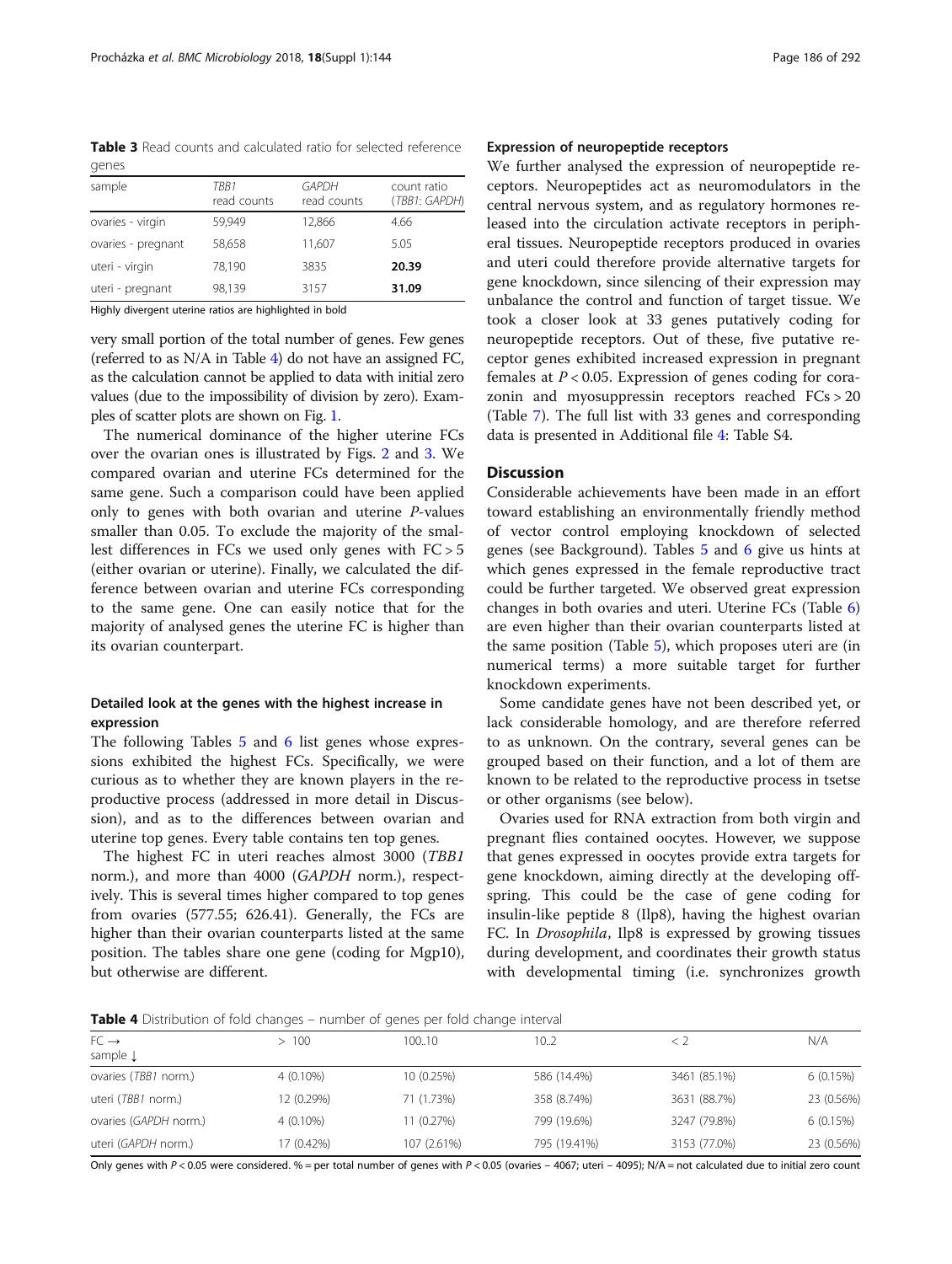**Table 3** Read counts and calculated ratio for selected reference genes

| sample | *TBB1* read counts | *GAPDH* read counts | count ratio (*TBB1*: *GAPDH*) |
|---|---|---|---|
| ovaries - virgin | 59,949 | 12,866 | 4.66 |
| ovaries - pregnant | 58,658 | 11,607 | 5.05 |
| uteri - virgin | 78,190 | 3835 | **20.39** |
| uteri - pregnant | 98,139 | 3157 | **31.09** |

Highly divergent uterine ratios are highlighted in bold

very small portion of the total number of genes. Few genes (referred to as N/A in Table 4) do not have an assigned FC, as the calculation cannot be applied to data with initial zero values (due to the impossibility of division by zero). Examples of scatter plots are shown on Fig. 1.

The numerical dominance of the higher uterine FCs over the ovarian ones is illustrated by Figs. 2 and 3. We compared ovarian and uterine FCs determined for the same gene. Such a comparison could have been applied only to genes with both ovarian and uterine *P*-values smaller than 0.05. To exclude the majority of the smallest differences in FCs we used only genes with FC > 5 (either ovarian or uterine). Finally, we calculated the difference between ovarian and uterine FCs corresponding to the same gene. One can easily notice that for the majority of analysed genes the uterine FC is higher than its ovarian counterpart.

### Detailed look at the genes with the highest increase in expression

The following Tables 5 and 6 list genes whose expressions exhibited the highest FCs. Specifically, we were curious as to whether they are known players in the reproductive process (addressed in more detail in Discussion), and as to the differences between ovarian and uterine top genes. Every table contains ten top genes.

The highest FC in uteri reaches almost 3000 (*TBB1* norm.), and more than 4000 (*GAPDH* norm.), respectively. This is several times higher compared to top genes from ovaries (577.55; 626.41). Generally, the FCs are higher than their ovarian counterparts listed at the same position. The tables share one gene (coding for Mgp10), but otherwise are different.

### Expression of neuropeptide receptors

We further analysed the expression of neuropeptide receptors. Neuropeptides act as neuromodulators in the central nervous system, and as regulatory hormones released into the circulation activate receptors in peripheral tissues. Neuropeptide receptors produced in ovaries and uteri could therefore provide alternative targets for gene knockdown, since silencing of their expression may unbalance the control and function of target tissue. We took a closer look at 33 genes putatively coding for neuropeptide receptors. Out of these, five putative receptor genes exhibited increased expression in pregnant females at $P < 0.05$. Expression of genes coding for corazonin and myosuppressin receptors reached FCs > 20 (Table 7). The full list with 33 genes and corresponding data is presented in Additional file 4: Table S4.

## Discussion

Considerable achievements have been made in an effort toward establishing an environmentally friendly method of vector control employing knockdown of selected genes (see Background). Tables 5 and 6 give us hints at which genes expressed in the female reproductive tract could be further targeted. We observed great expression changes in both ovaries and uteri. Uterine FCs (Table 6) are even higher than their ovarian counterparts listed at the same position (Table 5), which proposes uteri are (in numerical terms) a more suitable target for further knockdown experiments.

Some candidate genes have not been described yet, or lack considerable homology, and are therefore referred to as unknown. On the contrary, several genes can be grouped based on their function, and a lot of them are known to be related to the reproductive process in tsetse or other organisms (see below).

Ovaries used for RNA extraction from both virgin and pregnant flies contained oocytes. However, we suppose that genes expressed in oocytes provide extra targets for gene knockdown, aiming directly at the developing offspring. This could be the case of gene coding for insulin-like peptide 8 (Ilp8), having the highest ovarian FC. In *Drosophila*, Ilp8 is expressed by growing tissues during development, and coordinates their growth status with developmental timing (i.e. synchronizes growth

**Table 4** Distribution of fold changes – number of genes per fold change interval

| FC → sample ↓ | > 100 | 100..10 | 10..2 | < 2 | N/A |
|---|---|---|---|---|---|
| ovaries (*TBB1* norm.) | 4 (0.10%) | 10 (0.25%) | 586 (14.4%) | 3461 (85.1%) | 6 (0.15%) |
| uteri (*TBB1* norm.) | 12 (0.29%) | 71 (1.73%) | 358 (8.74%) | 3631 (88.7%) | 23 (0.56%) |
| ovaries (*GAPDH* norm.) | 4 (0.10%) | 11 (0.27%) | 799 (19.6%) | 3247 (79.8%) | 6 (0.15%) |
| uteri (*GAPDH* norm.) | 17 (0.42%) | 107 (2.61%) | 795 (19.41%) | 3153 (77.0%) | 23 (0.56%) |

Only genes with $P < 0.05$ were considered. % = per total number of genes with $P < 0.05$ (ovaries – 4067; uteri – 4095); N/A = not calculated due to initial zero count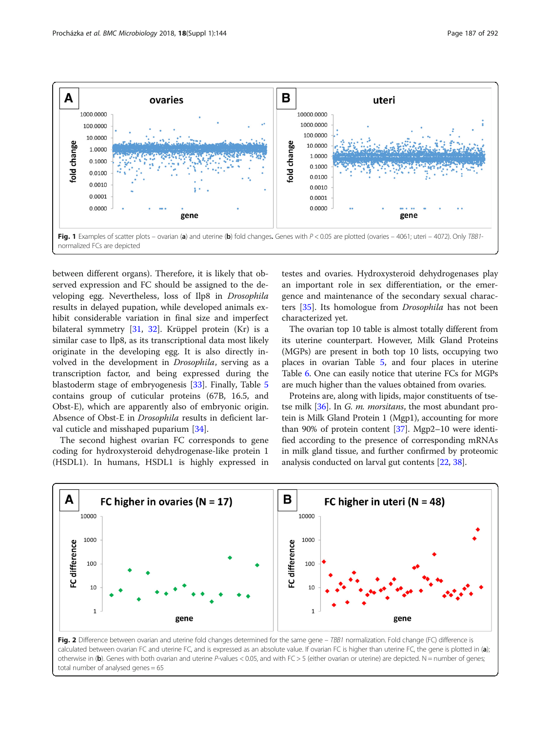Fig. 1 Examples of scatter plots – ovarian (**a**) and uterine (**b**) fold changes. Genes with $P < 0.05$ are plotted (ovaries – 4061; uteri – 4072). Only *TBB1*-normalized FCs are depicted

between different organs). Therefore, it is likely that observed expression and FC should be assigned to the developing egg. Nevertheless, loss of Ilp8 in *Drosophila* results in delayed pupation, while developed animals exhibit considerable variation in final size and imperfect bilateral symmetry [31, 32]. Krüppel protein (Kr) is a similar case to Ilp8, as its transcriptional data most likely originate in the developing egg. It is also directly involved in the development in *Drosophila*, serving as a transcription factor, and being expressed during the blastoderm stage of embryogenesis [33]. Finally, Table 5 contains group of cuticular proteins (67B, 16.5, and Obst-E), which are apparently also of embryonic origin. Absence of Obst-E in *Drosophila* results in deficient larval cuticle and misshaped puparium [34].

The second highest ovarian FC corresponds to gene coding for hydroxysteroid dehydrogenase-like protein 1 (HSDL1). In humans, HSDL1 is highly expressed in testes and ovaries. Hydroxysteroid dehydrogenases play an important role in sex differentiation, or the emergence and maintenance of the secondary sexual characters [35]. Its homologue from *Drosophila* has not been characterized yet.

The ovarian top 10 table is almost totally different from its uterine counterpart. However, Milk Gland Proteins (MGPs) are present in both top 10 lists, occupying two places in ovarian Table 5, and four places in uterine Table 6. One can easily notice that uterine FCs for MGPs are much higher than the values obtained from ovaries.

Proteins are, along with lipids, major constituents of tsetse milk [36]. In *G. m. morsitans*, the most abundant protein is Milk Gland Protein 1 (Mgp1), accounting for more than 90% of protein content [37]. Mgp2–10 were identified according to the presence of corresponding mRNAs in milk gland tissue, and further confirmed by proteomic analysis conducted on larval gut contents [22, 38].

Fig. 2 Difference between ovarian and uterine fold changes determined for the same gene – *TBB1* normalization. Fold change (FC) difference is calculated between ovarian FC and uterine FC, and is expressed as an absolute value. If ovarian FC is higher than uterine FC, the gene is plotted in (**a**); otherwise in (**b**). Genes with both ovarian and uterine *P*-values < 0.05, and with FC > 5 (either ovarian or uterine) are depicted. N = number of genes; total number of analysed genes = 65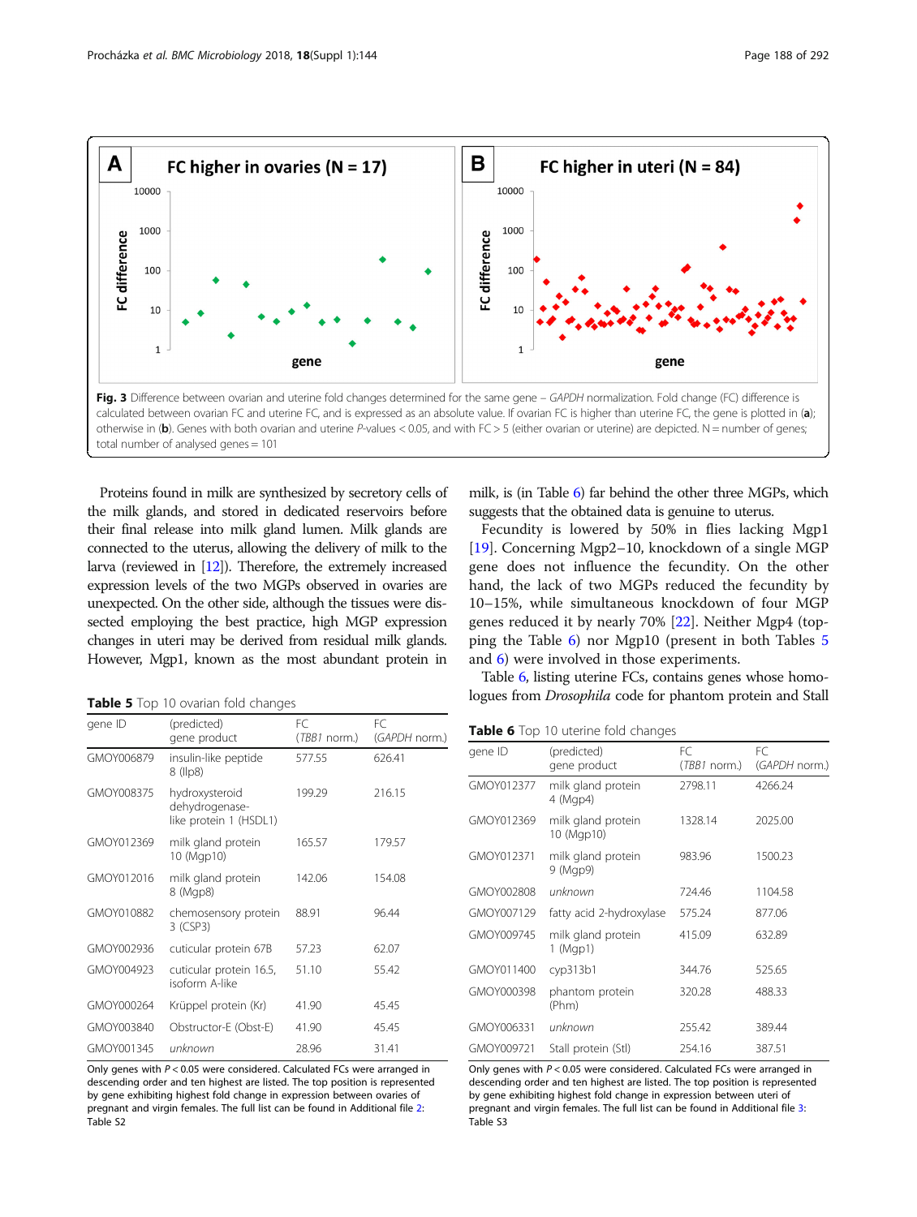**Fig. 3** Difference between ovarian and uterine fold changes determined for the same gene – *GAPDH* normalization. Fold change (FC) difference is calculated between ovarian FC and uterine FC, and is expressed as an absolute value. If ovarian FC is higher than uterine FC, the gene is plotted in (**a**); otherwise in (**b**). Genes with both ovarian and uterine *P*-values < 0.05, and with FC > 5 (either ovarian or uterine) are depicted. N = number of genes; total number of analysed genes = 101

Proteins found in milk are synthesized by secretory cells of the milk glands, and stored in dedicated reservoirs before their final release into milk gland lumen. Milk glands are connected to the uterus, allowing the delivery of milk to the larva (reviewed in [12]). Therefore, the extremely increased expression levels of the two MGPs observed in ovaries are unexpected. On the other side, although the tissues were dissected employing the best practice, high MGP expression changes in uteri may be derived from residual milk glands. However, Mgp1, known as the most abundant protein in milk, is (in Table 6) far behind the other three MGPs, which suggests that the obtained data is genuine to uterus.

Fecundity is lowered by 50% in flies lacking Mgp1 [19]. Concerning Mgp2–10, knockdown of a single MGP gene does not influence the fecundity. On the other hand, the lack of two MGPs reduced the fecundity by 10–15%, while simultaneous knockdown of four MGP genes reduced it by nearly 70% [22]. Neither Mgp4 (topping the Table 6) nor Mgp10 (present in both Tables 5 and 6) were involved in those experiments.

Table 6, listing uterine FCs, contains genes whose homologues from *Drosophila* code for phantom protein and Stall

**Table 5** Top 10 ovarian fold changes

| gene ID | (predicted) gene product | FC (*TBB1* norm.) | FC (*GAPDH* norm.) |
|---|---|---|---|
| GMOY006879 | insulin-like peptide 8 (Ilp8) | 577.55 | 626.41 |
| GMOY008375 | hydroxysteroid dehydrogenase-like protein 1 (HSDL1) | 199.29 | 216.15 |
| GMOY012369 | milk gland protein 10 (Mgp10) | 165.57 | 179.57 |
| GMOY012016 | milk gland protein 8 (Mgp8) | 142.06 | 154.08 |
| GMOY010882 | chemosensory protein 3 (CSP3) | 88.91 | 96.44 |
| GMOY002936 | cuticular protein 67B | 57.23 | 62.07 |
| GMOY004923 | cuticular protein 16.5, isoform A-like | 51.10 | 55.42 |
| GMOY000264 | Krüppel protein (Kr) | 41.90 | 45.45 |
| GMOY003840 | Obstructor-E (Obst-E) | 41.90 | 45.45 |
| GMOY001345 | *unknown* | 28.96 | 31.41 |

Only genes with *P* < 0.05 were considered. Calculated FCs were arranged in descending order and ten highest are listed. The top position is represented by gene exhibiting highest fold change in expression between ovaries of pregnant and virgin females. The full list can be found in Additional file 2: Table S2

**Table 6** Top 10 uterine fold changes

| gene ID | (predicted) gene product | FC (*TBB1* norm.) | FC (*GAPDH* norm.) |
|---|---|---|---|
| GMOY012377 | milk gland protein 4 (Mgp4) | 2798.11 | 4266.24 |
| GMOY012369 | milk gland protein 10 (Mgp10) | 1328.14 | 2025.00 |
| GMOY012371 | milk gland protein 9 (Mgp9) | 983.96 | 1500.23 |
| GMOY002808 | *unknown* | 724.46 | 1104.58 |
| GMOY007129 | fatty acid 2-hydroxylase | 575.24 | 877.06 |
| GMOY009745 | milk gland protein 1 (Mgp1) | 415.09 | 632.89 |
| GMOY011400 | cyp313b1 | 344.76 | 525.65 |
| GMOY000398 | phantom protein (Phm) | 320.28 | 488.33 |
| GMOY006331 | *unknown* | 255.42 | 389.44 |
| GMOY009721 | Stall protein (Stl) | 254.16 | 387.51 |

Only genes with *P* < 0.05 were considered. Calculated FCs were arranged in descending order and ten highest are listed. The top position is represented by gene exhibiting highest fold change in expression between uteri of pregnant and virgin females. The full list can be found in Additional file 3: Table S3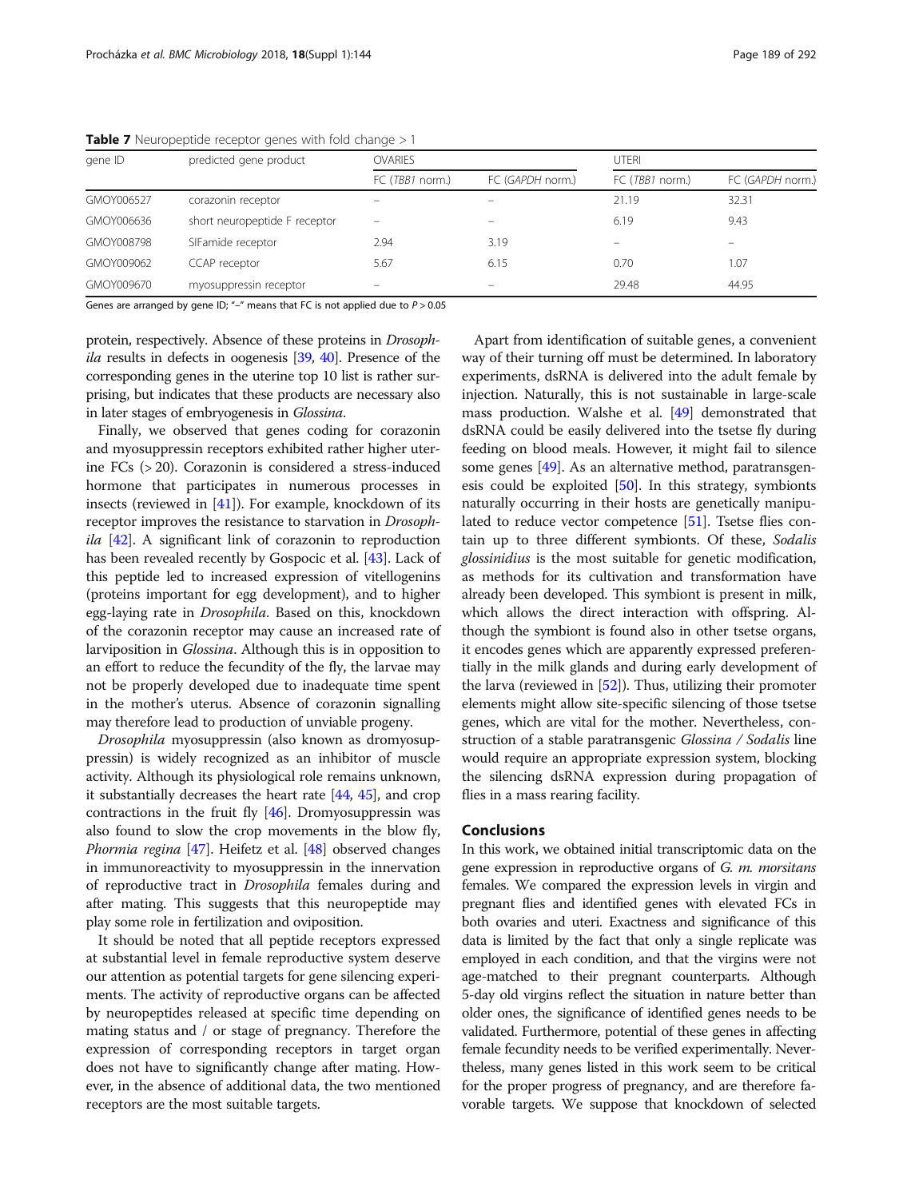**Table 7** Neuropeptide receptor genes with fold change > 1

| gene ID | predicted gene product | OVARIES | | UTERI | |
|---|---|---|---|---|---|
| | | FC (*TBB1* norm.) | FC (*GAPDH* norm.) | FC (*TBB1* norm.) | FC (*GAPDH* norm.) |
| GMOY006527 | corazonin receptor | – | – | 21.19 | 32.31 |
| GMOY006636 | short neuropeptide F receptor | – | – | 6.19 | 9.43 |
| GMOY008798 | SIFamide receptor | 2.94 | 3.19 | – | – |
| GMOY009062 | CCAP receptor | 5.67 | 6.15 | 0.70 | 1.07 |
| GMOY009670 | myosuppressin receptor | – | – | 29.48 | 44.95 |

Genes are arranged by gene ID; "–" means that FC is not applied due to $P > 0.05$

protein, respectively. Absence of these proteins in *Drosophila* results in defects in oogenesis [39, 40]. Presence of the corresponding genes in the uterine top 10 list is rather surprising, but indicates that these products are necessary also in later stages of embryogenesis in *Glossina*.

Finally, we observed that genes coding for corazonin and myosuppressin receptors exhibited rather higher uterine FCs (> 20). Corazonin is considered a stress-induced hormone that participates in numerous processes in insects (reviewed in [41]). For example, knockdown of its receptor improves the resistance to starvation in *Drosophila* [42]. A significant link of corazonin to reproduction has been revealed recently by Gospocic et al. [43]. Lack of this peptide led to increased expression of vitellogenins (proteins important for egg development), and to higher egg-laying rate in *Drosophila*. Based on this, knockdown of the corazonin receptor may cause an increased rate of larviposition in *Glossina*. Although this is in opposition to an effort to reduce the fecundity of the fly, the larvae may not be properly developed due to inadequate time spent in the mother's uterus. Absence of corazonin signalling may therefore lead to production of unviable progeny.

*Drosophila* myosuppressin (also known as dromyosuppressin) is widely recognized as an inhibitor of muscle activity. Although its physiological role remains unknown, it substantially decreases the heart rate [44, 45], and crop contractions in the fruit fly [46]. Dromyosuppressin was also found to slow the crop movements in the blow fly, *Phormia regina* [47]. Heifetz et al. [48] observed changes in immunoreactivity to myosuppressin in the innervation of reproductive tract in *Drosophila* females during and after mating. This suggests that this neuropeptide may play some role in fertilization and oviposition.

It should be noted that all peptide receptors expressed at substantial level in female reproductive system deserve our attention as potential targets for gene silencing experiments. The activity of reproductive organs can be affected by neuropeptides released at specific time depending on mating status and / or stage of pregnancy. Therefore the expression of corresponding receptors in target organ does not have to significantly change after mating. However, in the absence of additional data, the two mentioned receptors are the most suitable targets.

Apart from identification of suitable genes, a convenient way of their turning off must be determined. In laboratory experiments, dsRNA is delivered into the adult female by injection. Naturally, this is not sustainable in large-scale mass production. Walshe et al. [49] demonstrated that dsRNA could be easily delivered into the tsetse fly during feeding on blood meals. However, it might fail to silence some genes [49]. As an alternative method, paratransgenesis could be exploited [50]. In this strategy, symbionts naturally occurring in their hosts are genetically manipulated to reduce vector competence [51]. Tsetse flies contain up to three different symbionts. Of these, *Sodalis glossinidius* is the most suitable for genetic modification, as methods for its cultivation and transformation have already been developed. This symbiont is present in milk, which allows the direct interaction with offspring. Although the symbiont is found also in other tsetse organs, it encodes genes which are apparently expressed preferentially in the milk glands and during early development of the larva (reviewed in [52]). Thus, utilizing their promoter elements might allow site-specific silencing of those tsetse genes, which are vital for the mother. Nevertheless, construction of a stable paratransgenic *Glossina / Sodalis* line would require an appropriate expression system, blocking the silencing dsRNA expression during propagation of flies in a mass rearing facility.

## Conclusions

In this work, we obtained initial transcriptomic data on the gene expression in reproductive organs of *G. m. morsitans* females. We compared the expression levels in virgin and pregnant flies and identified genes with elevated FCs in both ovaries and uteri. Exactness and significance of this data is limited by the fact that only a single replicate was employed in each condition, and that the virgins were not age-matched to their pregnant counterparts. Although 5-day old virgins reflect the situation in nature better than older ones, the significance of identified genes needs to be validated. Furthermore, potential of these genes in affecting female fecundity needs to be verified experimentally. Nevertheless, many genes listed in this work seem to be critical for the proper progress of pregnancy, and are therefore favorable targets. We suppose that knockdown of selected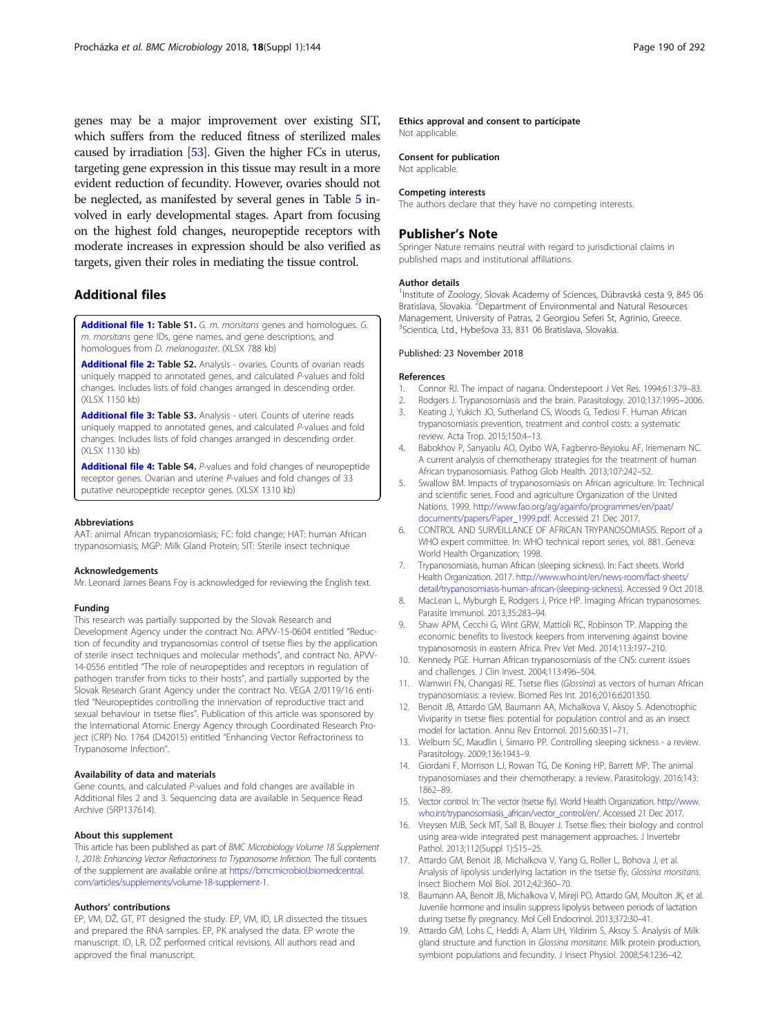genes may be a major improvement over existing SIT, which suffers from the reduced fitness of sterilized males caused by irradiation [53]. Given the higher FCs in uterus, targeting gene expression in this tissue may result in a more evident reduction of fecundity. However, ovaries should not be neglected, as manifested by several genes in Table 5 involved in early developmental stages. Apart from focusing on the highest fold changes, neuropeptide receptors with moderate increases in expression should be also verified as targets, given their roles in mediating the tissue control.

## Additional files

**Additional file 1: Table S1.** *G. m. morsitans* genes and homologues. *G. m. morsitans* gene IDs, gene names, and gene descriptions, and homologues from *D. melanogaster*. (XLSX 788 kb)

**Additional file 2: Table S2.** Analysis - ovaries. Counts of ovarian reads uniquely mapped to annotated genes, and calculated *P*-values and fold changes. Includes lists of fold changes arranged in descending order. (XLSX 1150 kb)

**Additional file 3: Table S3.** Analysis - uteri. Counts of uterine reads uniquely mapped to annotated genes, and calculated *P*-values and fold changes. Includes lists of fold changes arranged in descending order. (XLSX 1130 kb)

**Additional file 4: Table S4.** *P*-values and fold changes of neuropeptide receptor genes. Ovarian and uterine *P*-values and fold changes of 33 putative neuropeptide receptor genes. (XLSX 1310 kb)

### Abbreviations

AAT: animal African trypanosomiasis; FC: fold change; HAT: human African trypanosomiasis; MGP: Milk Gland Protein; SIT: Sterile insect technique

### Acknowledgements

Mr. Leonard James Beans Foy is acknowledged for reviewing the English text.

### Funding

This research was partially supported by the Slovak Research and Development Agency under the contract No. APVV-15-0604 entitled "Reduction of fecundity and trypanosomias control of tsetse flies by the application of sterile insect techniques and molecular methods", and contract No. APVV-14-0556 entitled "The role of neuropeptides and receptors in regulation of pathogen transfer from ticks to their hosts", and partially supported by the Slovak Research Grant Agency under the contract No. VEGA 2/0119/16 entitled "Neuropeptides controlling the innervation of reproductive tract and sexual behaviour in tsetse flies". Publication of this article was sponsored by the International Atomic Energy Agency through Coordinated Research Project (CRP) No. 1764 (D42015) entitled "Enhancing Vector Refractoriness to Trypanosome Infection".

### Availability of data and materials

Gene counts, and calculated *P*-values and fold changes are available in Additional files 2 and 3. Sequencing data are available in Sequence Read Archive (SRP137614).

### About this supplement

This article has been published as part of *BMC Microbiology Volume 18 Supplement 1, 2018: Enhancing Vector Refractoriness to Trypanosome Infection*. The full contents of the supplement are available online at https://bmcmicrobiol.biomedcentral.com/articles/supplements/volume-18-supplement-1.

### Authors' contributions

EP, VM, DŽ, GT, PT designed the study. EP, VM, ID, LR dissected the tissues and prepared the RNA samples. EP, PK analysed the data. EP wrote the manuscript. ID, LR, DŽ performed critical revisions. All authors read and approved the final manuscript.

### Ethics approval and consent to participate

Not applicable.

### Consent for publication

Not applicable.

### Competing interests

The authors declare that they have no competing interests.

## Publisher's Note

Springer Nature remains neutral with regard to jurisdictional claims in published maps and institutional affiliations.

### Author details

[1]Institute of Zoology, Slovak Academy of Sciences, Dúbravská cesta 9, 845 06 Bratislava, Slovakia. [2]Department of Environmental and Natural Resources Management, University of Patras, 2 Georgiou Seferi St, Agrinio, Greece. [3]Scientica, Ltd., Hybešova 33, 831 06 Bratislava, Slovakia.

Published: 23 November 2018

### References

1. Connor RJ. The impact of nagana. Onderstepoort J Vet Res. 1994;61:379–83.
2. Rodgers J. Trypanosomiasis and the brain. Parasitology. 2010;137:1995–2006.
3. Keating J, Yukich JO, Sutherland CS, Woods G, Tediosi F. Human African trypanosomiasis prevention, treatment and control costs: a systematic review. Acta Trop. 2015;150:4–13.
4. Babokhov P, Sanyaolu AO, Oyibo WA, Fagbenro-Beyioku AF, Iriemenam NC. A current analysis of chemotherapy strategies for the treatment of human African trypanosomiasis. Pathog Glob Health. 2013;107:242–52.
5. Swallow BM. Impacts of trypanosomiasis on African agriculture. In: Technical and scientific series. Food and agriculture Organization of the United Nations. 1999. http://www.fao.org/ag/againfo/programmes/en/paat/documents/papers/Paper_1999.pdf. Accessed 21 Dec 2017.
6. CONTROL AND SURVEILLANCE OF AFRICAN TRYPANOSOMIASIS. Report of a WHO expert committee. In: WHO technical report series, vol. 881. Geneva: World Health Organization; 1998.
7. Trypanosomiasis, human African (sleeping sickness). In: Fact sheets. World Health Organization. 2017. http://www.who.int/en/news-room/fact-sheets/detail/trypanosomiasis-human-african-(sleeping-sickness). Accessed 9 Oct 2018.
8. MacLean L, Myburgh E, Rodgers J, Price HP. Imaging African trypanosomes. Parasite Immunol. 2013;35:283–94.
9. Shaw APM, Cecchi G, Wint GRW, Mattioli RC, Robinson TP. Mapping the economic benefits to livestock keepers from intervening against bovine trypanosomosis in eastern Africa. Prev Vet Med. 2014;113:197–210.
10. Kennedy PGE. Human African trypanosomiasis of the CNS: current issues and challenges. J Clin Invest. 2004;113:496–504.
11. Wamwiri FN, Changasi RE. Tsetse flies (*Glossina*) as vectors of human African trypanosomiasis: a review. Biomed Res Int. 2016;2016:6201350.
12. Benoit JB, Attardo GM, Baumann AA, Michalkova V, Aksoy S. Adenotrophic Viviparity in tsetse flies: potential for population control and as an insect model for lactation. Annu Rev Entomol. 2015;60:351–71.
13. Welburn SC, Maudlin I, Simarro PP. Controlling sleeping sickness - a review. Parasitology. 2009;136:1943–9.
14. Giordani F, Morrison LJ, Rowan TG, De Koning HP, Barrett MP. The animal trypanosomiases and their chemotherapy: a review. Parasitology. 2016;143:1862–89.
15. Vector control. In: The vector (tsetse fly). World Health Organization. http://www.who.int/trypanosomiasis_african/vector_control/en/. Accessed 21 Dec 2017.
16. Vreysen MJB, Seck MT, Sall B, Bouyer J. Tsetse flies: their biology and control using area-wide integrated pest management approaches. J Invertebr Pathol. 2013;112(Suppl 1):S15–25.
17. Attardo GM, Benoit JB, Michalkova V, Yang G, Roller L, Bohova J, et al. Analysis of lipolysis underlying lactation in the tsetse fly, *Glossina morsitans*. Insect Biochem Mol Biol. 2012;42:360–70.
18. Baumann AA, Benoit JB, Michalkova V, Mireji PO, Attardo GM, Moulton JK, et al. Juvenile hormone and insulin suppress lipolysis between periods of lactation during tsetse fly pregnancy. Mol Cell Endocrinol. 2013;372:30–41.
19. Attardo GM, Lohs C, Heddi A, Alam UH, Yildirim S, Aksoy S. Analysis of Milk gland structure and function in *Glossina morsitans*: Milk protein production, symbiont populations and fecundity. J Insect Physiol. 2008;54:1236–42.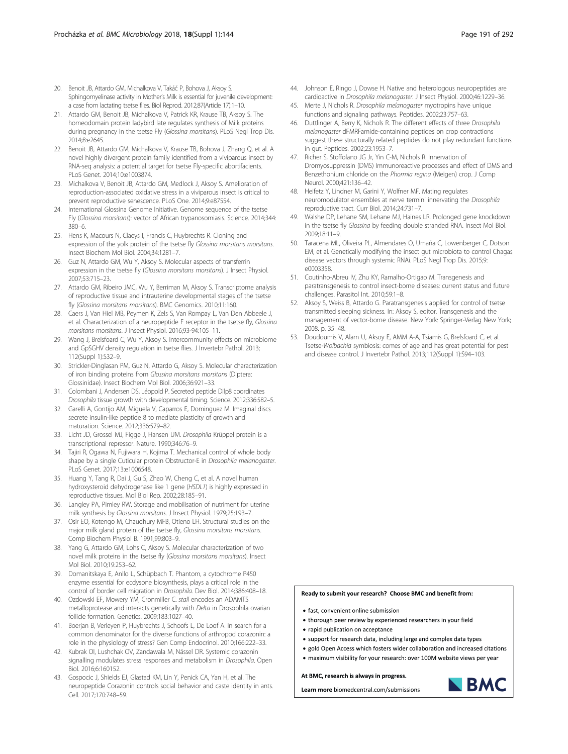20. Benoit JB, Attardo GM, Michalkova V, Takáč P, Bohova J, Aksoy S. Sphingomyelinase activity in Mother's Milk is essential for juvenile development: a case from lactating tsetse flies. Biol Reprod. 2012;87(Article 17):1–10.
21. Attardo GM, Benoit JB, Michalkova V, Patrick KR, Krause TB, Aksoy S. The homeodomain protein ladybird late regulates synthesis of Milk proteins during pregnancy in the tsetse Fly (*Glossina morsitans*). PLoS Negl Trop Dis. 2014;8:e2645.
22. Benoit JB, Attardo GM, Michalkova V, Krause TB, Bohova J, Zhang Q, et al. A novel highly divergent protein family identified from a viviparous insect by RNA-seq analysis: a potential target for tsetse Fly-specific abortifacients. PLoS Genet. 2014;10:e1003874.
23. Michalkova V, Benoit JB, Attardo GM, Medlock J, Aksoy S. Amelioration of reproduction-associated oxidative stress in a viviparous insect is critical to prevent reproductive senescence. PLoS One. 2014;9:e87554.
24. International Glossina Genome Initiative. Genome sequence of the tsetse Fly (*Glossina morsitans*): vector of African trypanosomiasis. Science. 2014;344:380–6.
25. Hens K, Macours N, Claeys I, Francis C, Huybrechts R. Cloning and expression of the yolk protein of the tsetse fly *Glossina morsitans morsitans*. Insect Biochem Mol Biol. 2004;34:1281–7.
26. Guz N, Attardo GM, Wu Y, Aksoy S. Molecular aspects of transferrin expression in the tsetse fly (*Glossina morsitans morsitans*). J Insect Physiol. 2007;53:715–23.
27. Attardo GM, Ribeiro JMC, Wu Y, Berriman M, Aksoy S. Transcriptome analysis of reproductive tissue and intrauterine developmental stages of the tsetse fly (*Glossina morsitans morsitans*). BMC Genomics. 2010;11:160.
28. Caers J, Van Hiel MB, Peymen K, Zels S, Van Rompay L, Van Den Abbeele J, et al. Characterization of a neuropeptide F receptor in the tsetse fly, *Glossina morsitans morsitans*. J Insect Physiol. 2016;93-94:105–11.
29. Wang J, Brelsfoard C, Wu Y, Aksoy S. Intercommunity effects on microbiome and GpSGHV density regulation in tsetse flies. J Invertebr Pathol. 2013;112(Suppl 1):S32–9.
30. Strickler-Dinglasan PM, Guz N, Attardo G, Aksoy S. Molecular characterization of iron binding proteins from *Glossina morsitans morsitans* (Diptera: Glossinidae). Insect Biochem Mol Biol. 2006;36:921–33.
31. Colombani J, Andersen DS, Léopold P. Secreted peptide Dilp8 coordinates *Drosophila* tissue growth with developmental timing. Science. 2012;336:582–5.
32. Garelli A, Gontijo AM, Miguela V, Caparros E, Dominguez M. Imaginal discs secrete insulin-like peptide 8 to mediate plasticity of growth and maturation. Science. 2012;336:579–82.
33. Licht JD, Grossel MJ, Figge J, Hansen UM. *Drosophila* Krüppel protein is a transcriptional repressor. Nature. 1990;346:76–9.
34. Tajiri R, Ogawa N, Fujiwara H, Kojima T. Mechanical control of whole body shape by a single Cuticular protein Obstructor-E in *Drosophila melanogaster*. PLoS Genet. 2017;13:e1006548.
35. Huang Y, Tang R, Dai J, Gu S, Zhao W, Cheng C, et al. A novel human hydroxysteroid dehydrogenase like 1 gene (*HSDL1*) is highly expressed in reproductive tissues. Mol Biol Rep. 2002;28:185–91.
36. Langley PA, Pimley RW. Storage and mobilisation of nutriment for uterine milk synthesis by *Glossina morsitans*. J Insect Physiol. 1979;25:193–7.
37. Osir EO, Kotengo M, Chaudhury MFB, Otieno LH. Structural studies on the major milk gland protein of the tsetse fly, *Glossina morsitans morsitans*. Comp Biochem Physiol B. 1991;99:803–9.
38. Yang G, Attardo GM, Lohs C, Aksoy S. Molecular characterization of two novel milk proteins in the tsetse fly (*Glossina morsitans morsitans*). Insect Mol Biol. 2010;19:253–62.
39. Domanitskaya E, Anllo L, Schüpbach T. Phantom, a cytochrome P450 enzyme essential for ecdysone biosynthesis, plays a critical role in the control of border cell migration in *Drosophila*. Dev Biol. 2014;386:408–18.
40. Ozdowski EF, Mowery YM, Cronmiller C. *stall* encodes an ADAMTS metalloprotease and interacts genetically with *Delta* in Drosophila ovarian follicle formation. Genetics. 2009;183:1027–40.
41. Boerjan B, Verleyen P, Huybrechts J, Schoofs L, De Loof A. In search for a common denominator for the diverse functions of arthropod corazonin: a role in the physiology of stress? Gen Comp Endocrinol. 2010;166:222–33.
42. Kubrak OI, Lushchak OV, Zandawala M, Nässel DR. Systemic corazonin signalling modulates stress responses and metabolism in *Drosophila*. Open Biol. 2016;6:160152.
43. Gospocic J, Shields EJ, Glastad KM, Lin Y, Penick CA, Yan H, et al. The neuropeptide Corazonin controls social behavior and caste identity in ants. Cell. 2017;170:748–59.
44. Johnson E, Ringo J, Dowse H. Native and heterologous neuropeptides are cardioactive in *Drosophila melanogaster*. J Insect Physiol. 2000;46:1229–36.
45. Merte J, Nichols R. *Drosophila melanogaster* myotropins have unique functions and signaling pathways. Peptides. 2002;23:757–63.
46. Duttlinger A, Berry K, Nichols R. The different effects of three *Drosophila melanogaster* dFMRFamide-containing peptides on crop contractions suggest these structurally related peptides do not play redundant functions in gut. Peptides. 2002;23:1953–7.
47. Richer S, Stoffolano JG Jr, Yin C-M, Nichols R. Innervation of Dromyosuppressin (DMS) Immunoreactive processes and effect of DMS and Benzethonium chloride on the *Phormia regina* (Meigen) crop. J Comp Neurol. 2000;421:136–42.
48. Heifetz Y, Lindner M, Garini Y, Wolfner MF. Mating regulates neuromodulator ensembles at nerve termini innervating the *Drosophila* reproductive tract. Curr Biol. 2014;24:731–7.
49. Walshe DP, Lehane SM, Lehane MJ, Haines LR. Prolonged gene knockdown in the tsetse fly *Glossina* by feeding double stranded RNA. Insect Mol Biol. 2009;18:11–9.
50. Taracena ML, Oliveira PL, Almendares O, Umaña C, Lowenberger C, Dotson EM, et al. Genetically modifying the insect gut microbiota to control Chagas disease vectors through systemic RNAi. PLoS Negl Trop Dis. 2015;9:e0003358.
51. Coutinho-Abreu IV, Zhu KY, Ramalho-Ortigao M. Transgenesis and paratransgenesis to control insect-borne diseases: current status and future challenges. Parasitol Int. 2010;59:1–8.
52. Aksoy S, Weiss B, Attardo G. Paratransgenesis applied for control of tsetse transmitted sleeping sickness. In: Aksoy S, editor. Transgenesis and the management of vector-borne disease. New York: Springer-Verlag New York; 2008. p. 35–48.
53. Doudoumis V, Alam U, Aksoy E, AMM A-A, Tsiamis G, Brelsfoard C, et al. Tsetse-*Wolbachia* symbiosis: comes of age and has great potential for pest and disease control. J Invertebr Pathol. 2013;112(Suppl 1):S94–103.

**Ready to submit your research? Choose BMC and benefit from:**

- fast, convenient online submission
- thorough peer review by experienced researchers in your field
- rapid publication on acceptance
- support for research data, including large and complex data types
- gold Open Access which fosters wider collaboration and increased citations
- maximum visibility for your research: over 100M website views per year

**At BMC, research is always in progress.**

**Learn more** biomedcentral.com/submissions

BMC